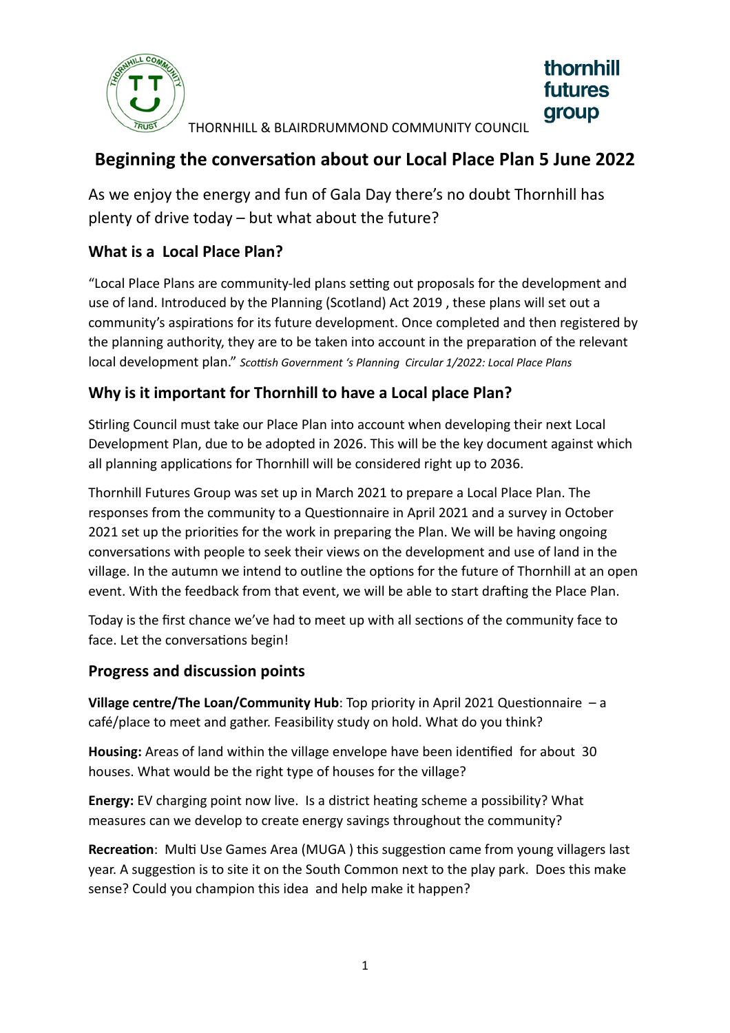THORNHILL & BLAIRDRUMMOND COMMUNITY COUNCIL

thornhill futures group

# Beginning the conversation about our Local Place Plan 5 June 2022

As we enjoy the energy and fun of Gala Day there's no doubt Thornhill has plenty of drive today – but what about the future?

## What is a Local Place Plan?

"Local Place Plans are community-led plans setting out proposals for the development and use of land. Introduced by the Planning (Scotland) Act 2019 , these plans will set out a community's aspirations for its future development. Once completed and then registered by the planning authority, they are to be taken into account in the preparation of the relevant local development plan." *Scottish Government 's Planning Circular 1/2022: Local Place Plans*

## Why is it important for Thornhill to have a Local place Plan?

Stirling Council must take our Place Plan into account when developing their next Local Development Plan, due to be adopted in 2026. This will be the key document against which all planning applications for Thornhill will be considered right up to 2036.

Thornhill Futures Group was set up in March 2021 to prepare a Local Place Plan. The responses from the community to a Questionnaire in April 2021 and a survey in October 2021 set up the priorities for the work in preparing the Plan. We will be having ongoing conversations with people to seek their views on the development and use of land in the village. In the autumn we intend to outline the options for the future of Thornhill at an open event. With the feedback from that event, we will be able to start drafting the Place Plan.

Today is the first chance we've had to meet up with all sections of the community face to face. Let the conversations begin!

## Progress and discussion points

**Village centre/The Loan/Community Hub**: Top priority in April 2021 Questionnaire – a café/place to meet and gather. Feasibility study on hold. What do you think?

**Housing:** Areas of land within the village envelope have been identified for about 30 houses. What would be the right type of houses for the village?

**Energy:** EV charging point now live. Is a district heating scheme a possibility? What measures can we develop to create energy savings throughout the community?

**Recreation**: Multi Use Games Area (MUGA ) this suggestion came from young villagers last year. A suggestion is to site it on the South Common next to the play park. Does this make sense? Could you champion this idea and help make it happen?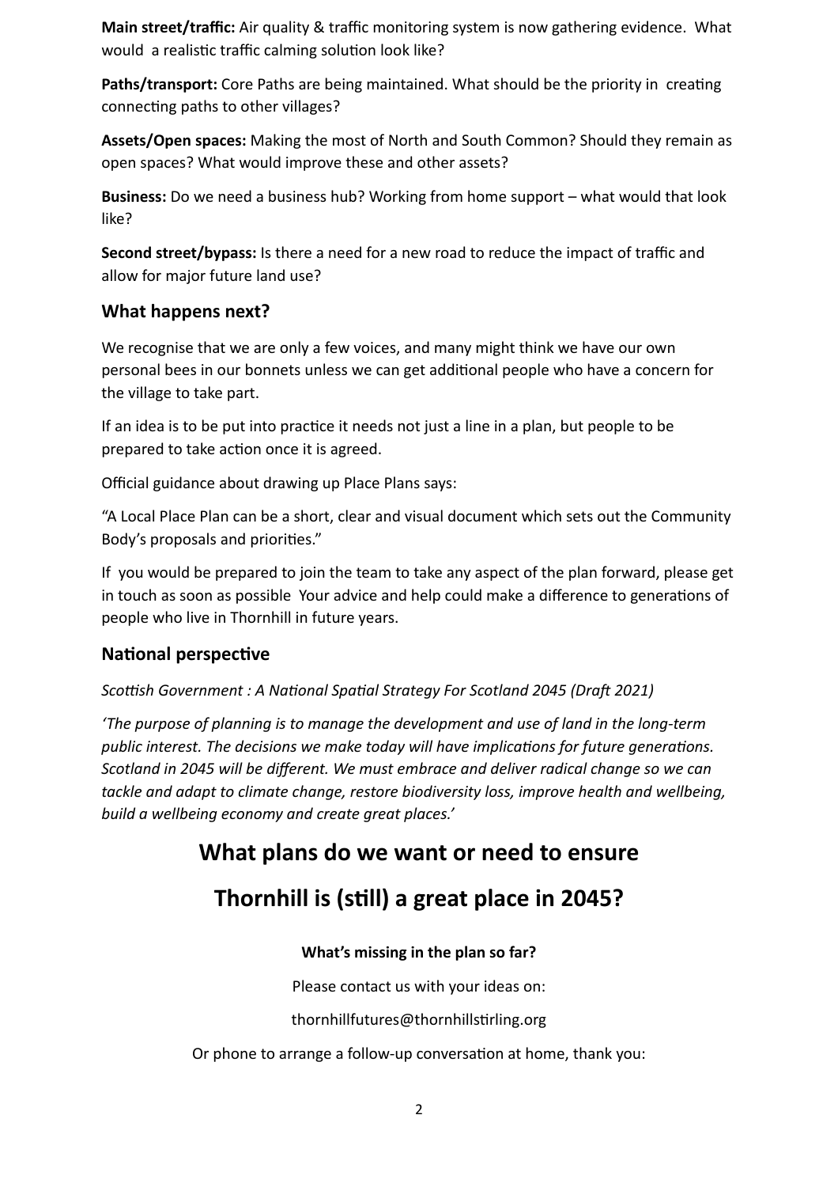**Main street/traffic:** Air quality & traffic monitoring system is now gathering evidence. What would a realistic traffic calming solution look like?

**Paths/transport:** Core Paths are being maintained. What should be the priority in creating connecting paths to other villages?

**Assets/Open spaces:** Making the most of North and South Common? Should they remain as open spaces? What would improve these and other assets?

**Business:** Do we need a business hub? Working from home support – what would that look like?

**Second street/bypass:** Is there a need for a new road to reduce the impact of traffic and allow for major future land use?

## What happens next?

We recognise that we are only a few voices, and many might think we have our own personal bees in our bonnets unless we can get additional people who have a concern for the village to take part.

If an idea is to be put into practice it needs not just a line in a plan, but people to be prepared to take action once it is agreed.

Official guidance about drawing up Place Plans says:

"A Local Place Plan can be a short, clear and visual document which sets out the Community Body's proposals and priorities."

If you would be prepared to join the team to take any aspect of the plan forward, please get in touch as soon as possible Your advice and help could make a difference to generations of people who live in Thornhill in future years.

## National perspective

*Scottish Government : A National Spatial Strategy For Scotland 2045 (Draft 2021)*

*'The purpose of planning is to manage the development and use of land in the long-term public interest. The decisions we make today will have implications for future generations. Scotland in 2045 will be different. We must embrace and deliver radical change so we can tackle and adapt to climate change, restore biodiversity loss, improve health and wellbeing, build a wellbeing economy and create great places.'*

# What plans do we want or need to ensure

# Thornhill is (still) a great place in 2045?

**What's missing in the plan so far?**

Please contact us with your ideas on:

thornhillfutures@thornhillstirling.org

Or phone to arrange a follow-up conversation at home, thank you: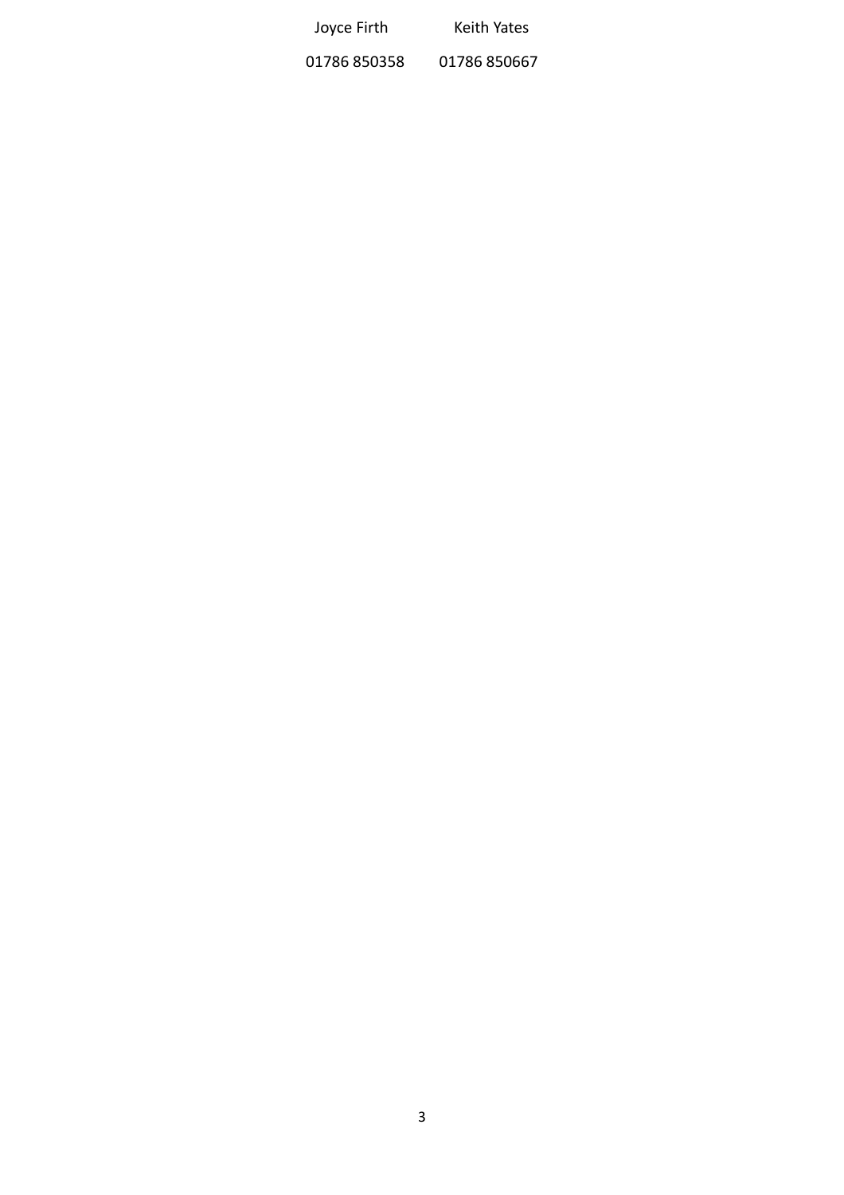| | |
|---|---|
| Joyce Firth | Keith Yates |
| 01786 850358 | 01786 850667 |